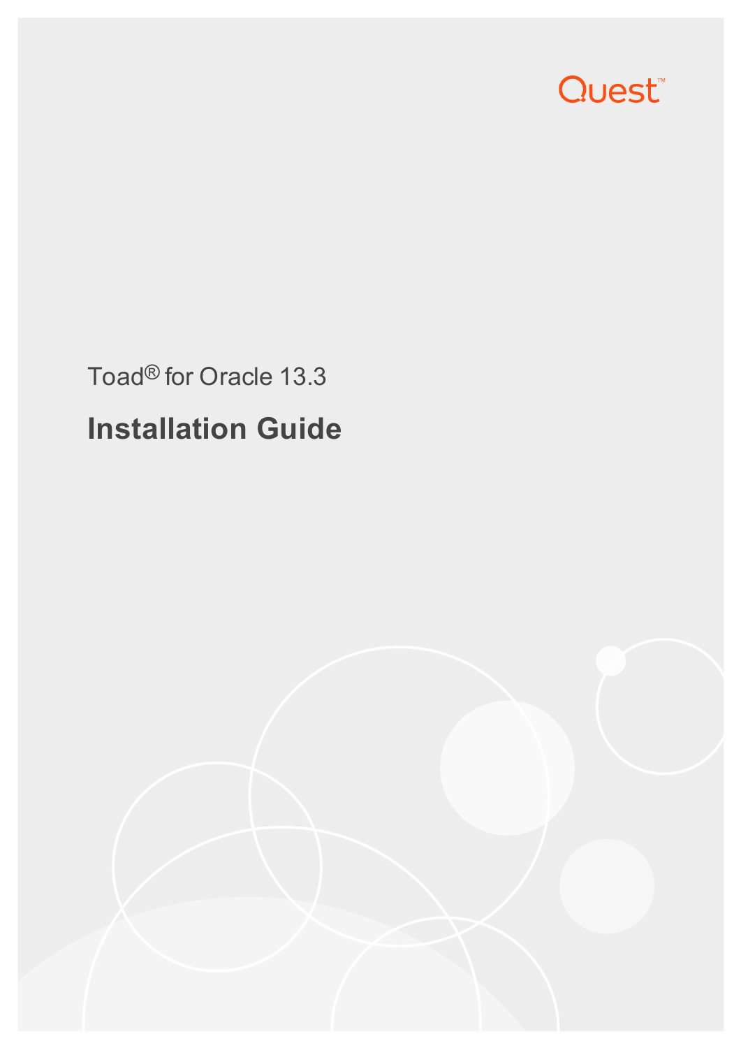Quest™

Toad® for Oracle 13.3

# Installation Guide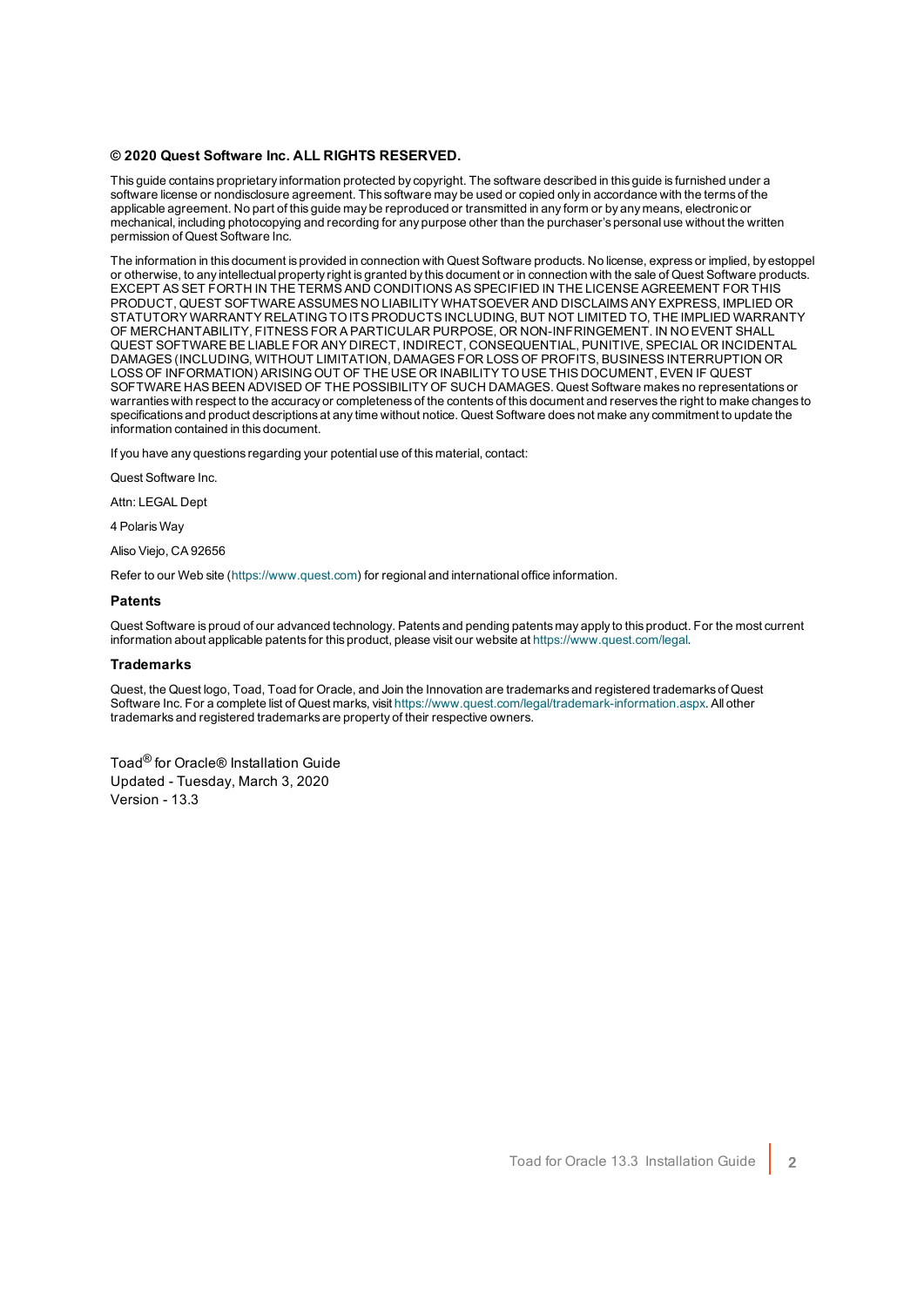**© 2020 Quest Software Inc. ALL RIGHTS RESERVED.**

This guide contains proprietary information protected by copyright. The software described in this guide is furnished under a software license or nondisclosure agreement. This software may be used or copied only in accordance with the terms of the applicable agreement. No part of this guide may be reproduced or transmitted in any form or by any means, electronic or mechanical, including photocopying and recording for any purpose other than the purchaser's personal use without the written permission of Quest Software Inc.

The information in this document is provided in connection with Quest Software products. No license, express or implied, by estoppel or otherwise, to any intellectual property right is granted by this document or in connection with the sale of Quest Software products. EXCEPT AS SET FORTH IN THE TERMS AND CONDITIONS AS SPECIFIED IN THE LICENSE AGREEMENT FOR THIS PRODUCT, QUEST SOFTWARE ASSUMES NO LIABILITY WHATSOEVER AND DISCLAIMS ANY EXPRESS, IMPLIED OR STATUTORY WARRANTY RELATING TO ITS PRODUCTS INCLUDING, BUT NOT LIMITED TO, THE IMPLIED WARRANTY OF MERCHANTABILITY, FITNESS FOR A PARTICULAR PURPOSE, OR NON-INFRINGEMENT. IN NO EVENT SHALL QUEST SOFTWARE BE LIABLE FOR ANY DIRECT, INDIRECT, CONSEQUENTIAL, PUNITIVE, SPECIAL OR INCIDENTAL DAMAGES (INCLUDING, WITHOUT LIMITATION, DAMAGES FOR LOSS OF PROFITS, BUSINESS INTERRUPTION OR LOSS OF INFORMATION) ARISING OUT OF THE USE OR INABILITY TO USE THIS DOCUMENT, EVEN IF QUEST SOFTWARE HAS BEEN ADVISED OF THE POSSIBILITY OF SUCH DAMAGES. Quest Software makes no representations or warranties with respect to the accuracy or completeness of the contents of this document and reserves the right to make changes to specifications and product descriptions at any time without notice. Quest Software does not make any commitment to update the information contained in this document.

If you have any questions regarding your potential use of this material, contact:

Quest Software Inc.

Attn: LEGAL Dept

4 Polaris Way

Aliso Viejo, CA 92656

Refer to our Web site (https://www.quest.com) for regional and international office information.

### Patents

Quest Software is proud of our advanced technology. Patents and pending patents may apply to this product. For the most current information about applicable patents for this product, please visit our website at https://www.quest.com/legal.

### Trademarks

Quest, the Quest logo, Toad, Toad for Oracle, and Join the Innovation are trademarks and registered trademarks of Quest Software Inc. For a complete list of Quest marks, visit https://www.quest.com/legal/trademark-information.aspx. All other trademarks and registered trademarks are property of their respective owners.

Toad® for Oracle® Installation Guide
Updated - Tuesday, March 3, 2020
Version - 13.3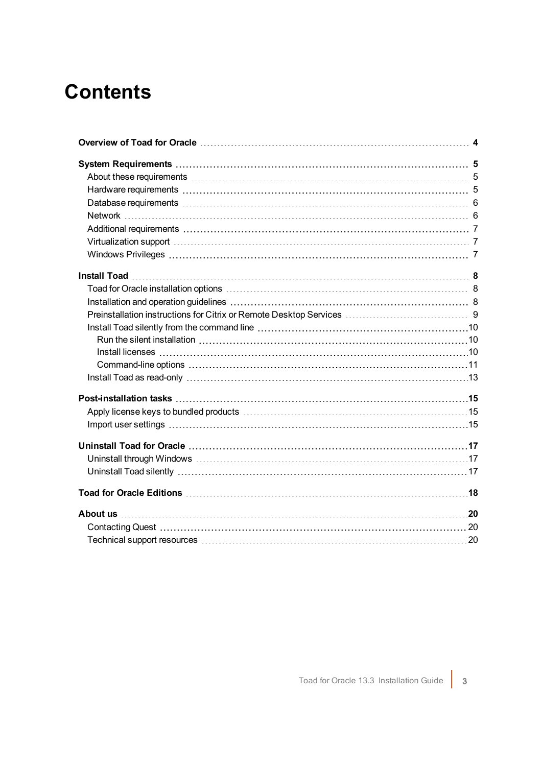# Contents

**Overview of Toad for Oracle** 4

**System Requirements** 5

- About these requirements 5
- Hardware requirements 5
- Database requirements 6
- Network 6
- Additional requirements 7
- Virtualization support 7
- Windows Privileges 7

**Install Toad** 8

- Toad for Oracle installation options 8
- Installation and operation guidelines 8
- Preinstallation instructions for Citrix or Remote Desktop Services 9
- Install Toad silently from the command line 10
  - Run the silent installation 10
  - Install licenses 10
  - Command-line options 11
- Install Toad as read-only 13

**Post-installation tasks** 15

- Apply license keys to bundled products 15
- Import user settings 15

**Uninstall Toad for Oracle** 17

- Uninstall through Windows 17
- Uninstall Toad silently 17

**Toad for Oracle Editions** 18

**About us** 20

- Contacting Quest 20
- Technical support resources 20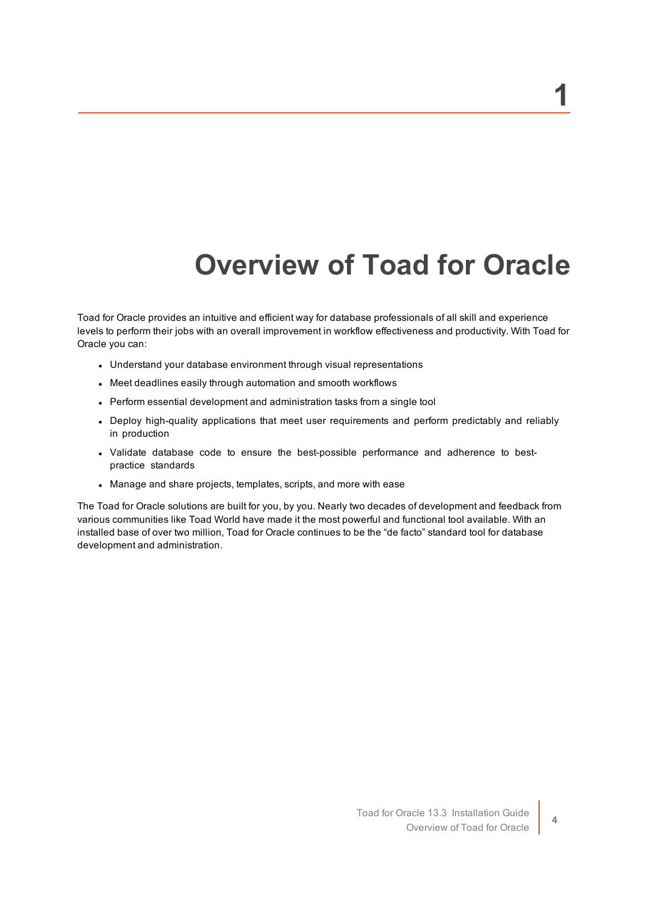# 1

# Overview of Toad for Oracle

Toad for Oracle provides an intuitive and efficient way for database professionals of all skill and experience levels to perform their jobs with an overall improvement in workflow effectiveness and productivity. With Toad for Oracle you can:

- Understand your database environment through visual representations
- Meet deadlines easily through automation and smooth workflows
- Perform essential development and administration tasks from a single tool
- Deploy high-quality applications that meet user requirements and perform predictably and reliably in production
- Validate database code to ensure the best-possible performance and adherence to best-practice standards
- Manage and share projects, templates, scripts, and more with ease

The Toad for Oracle solutions are built for you, by you. Nearly two decades of development and feedback from various communities like Toad World have made it the most powerful and functional tool available. With an installed base of over two million, Toad for Oracle continues to be the “de facto” standard tool for database development and administration.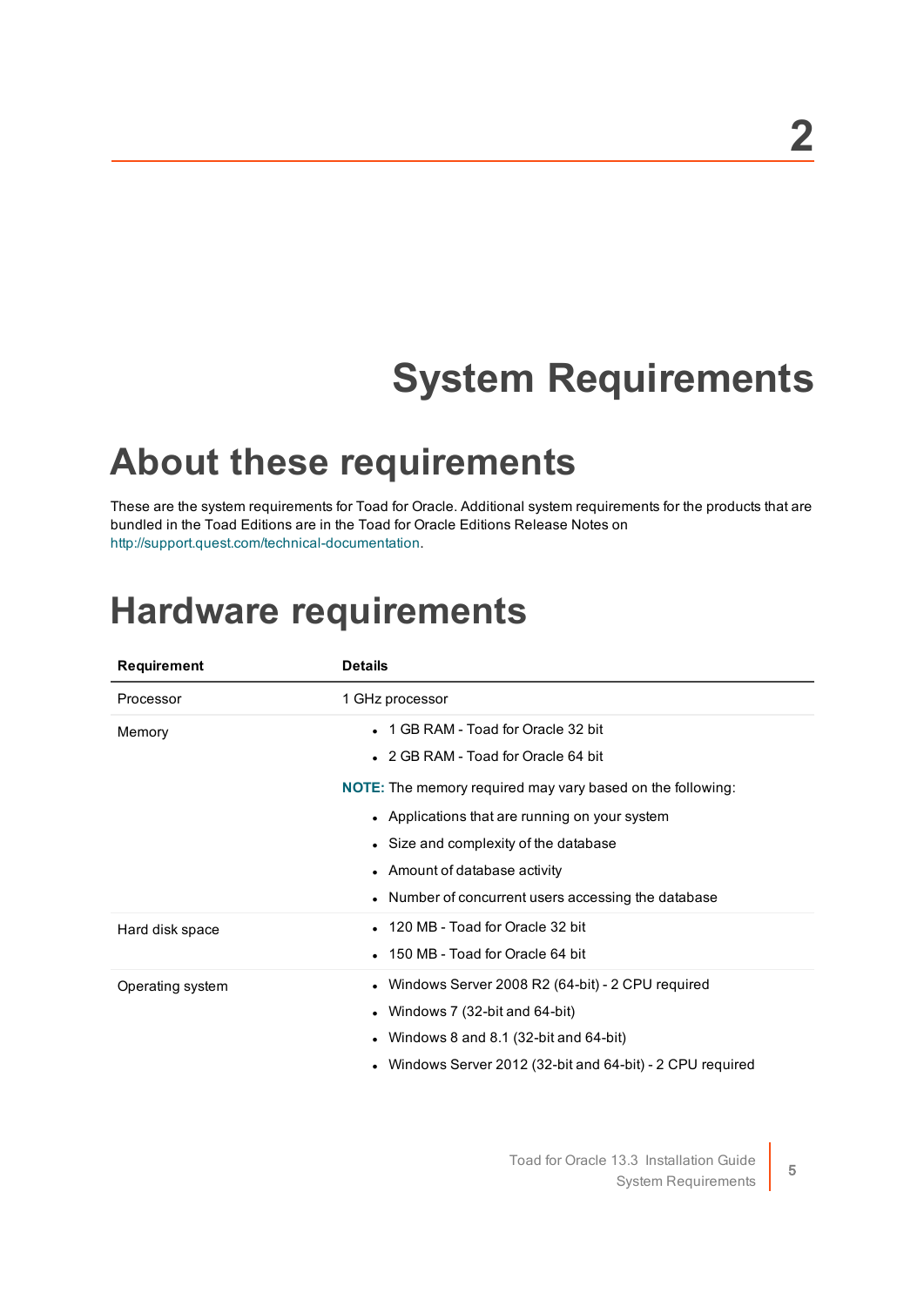# 2

# System Requirements

## About these requirements

These are the system requirements for Toad for Oracle. Additional system requirements for the products that are bundled in the Toad Editions are in the Toad for Oracle Editions Release Notes on http://support.quest.com/technical-documentation.

## Hardware requirements

| Requirement | Details |
|---|---|
| Processor | 1 GHz processor |
| Memory | • 1 GB RAM - Toad for Oracle 32 bit<br>• 2 GB RAM - Toad for Oracle 64 bit<br><br>**NOTE:** The memory required may vary based on the following:<br>• Applications that are running on your system<br>• Size and complexity of the database<br>• Amount of database activity<br>• Number of concurrent users accessing the database |
| Hard disk space | • 120 MB - Toad for Oracle 32 bit<br>• 150 MB - Toad for Oracle 64 bit |
| Operating system | • Windows Server 2008 R2 (64-bit) - 2 CPU required<br>• Windows 7 (32-bit and 64-bit)<br>• Windows 8 and 8.1 (32-bit and 64-bit)<br>• Windows Server 2012 (32-bit and 64-bit) - 2 CPU required |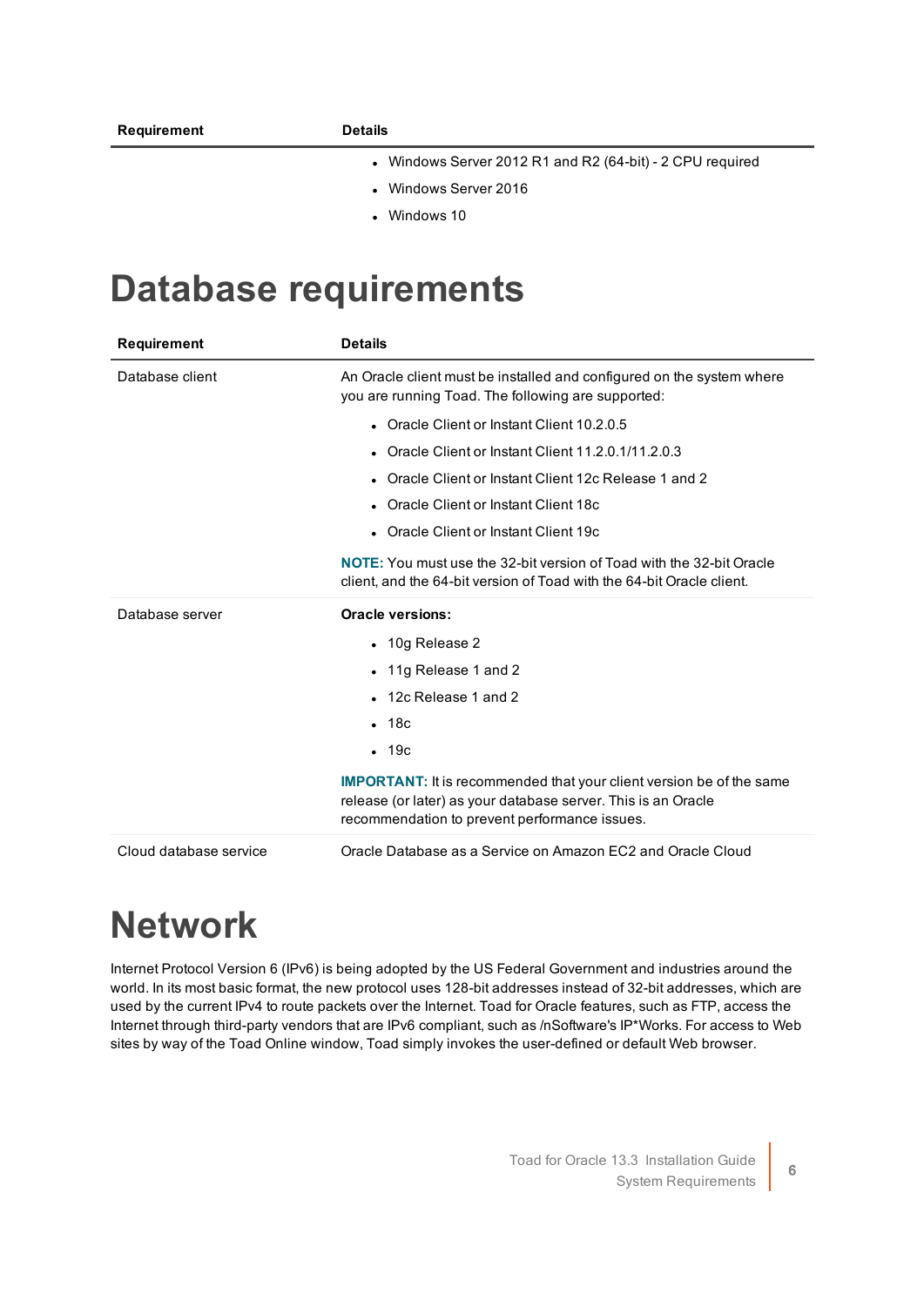| Requirement | Details |
|---|---|
| | • Windows Server 2012 R1 and R2 (64-bit) - 2 CPU required<br>• Windows Server 2016<br>• Windows 10 |

# Database requirements

| Requirement | Details |
|---|---|
| Database client | An Oracle client must be installed and configured on the system where you are running Toad. The following are supported:<br>• Oracle Client or Instant Client 10.2.0.5<br>• Oracle Client or Instant Client 11.2.0.1/11.2.0.3<br>• Oracle Client or Instant Client 12c Release 1 and 2<br>• Oracle Client or Instant Client 18c<br>• Oracle Client or Instant Client 19c<br>**NOTE:** You must use the 32-bit version of Toad with the 32-bit Oracle client, and the 64-bit version of Toad with the 64-bit Oracle client. |
| Database server | **Oracle versions:**<br>• 10g Release 2<br>• 11g Release 1 and 2<br>• 12c Release 1 and 2<br>• 18c<br>• 19c<br>**IMPORTANT:** It is recommended that your client version be of the same release (or later) as your database server. This is an Oracle recommendation to prevent performance issues. |
| Cloud database service | Oracle Database as a Service on Amazon EC2 and Oracle Cloud |

# Network

Internet Protocol Version 6 (IPv6) is being adopted by the US Federal Government and industries around the world. In its most basic format, the new protocol uses 128-bit addresses instead of 32-bit addresses, which are used by the current IPv4 to route packets over the Internet. Toad for Oracle features, such as FTP, access the Internet through third-party vendors that are IPv6 compliant, such as /nSoftware's IP*Works. For access to Web sites by way of the Toad Online window, Toad simply invokes the user-defined or default Web browser.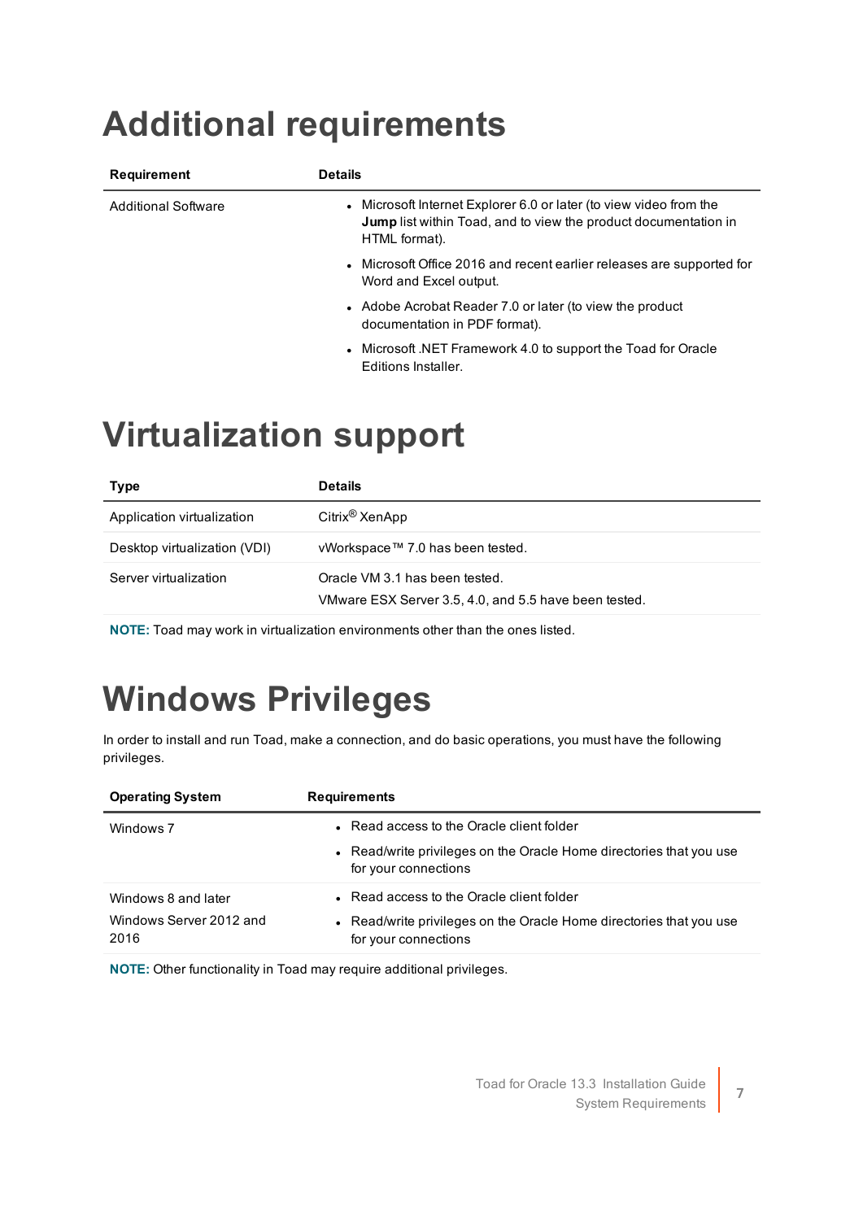# Additional requirements

| Requirement | Details |
| --- | --- |
| Additional Software | • Microsoft Internet Explorer 6.0 or later (to view video from the **Jump** list within Toad, and to view the product documentation in HTML format).<br>• Microsoft Office 2016 and recent earlier releases are supported for Word and Excel output.<br>• Adobe Acrobat Reader 7.0 or later (to view the product documentation in PDF format).<br>• Microsoft .NET Framework 4.0 to support the Toad for Oracle Editions Installer. |

# Virtualization support

| Type | Details |
| --- | --- |
| Application virtualization | Citrix® XenApp |
| Desktop virtualization (VDI) | vWorkspace™ 7.0 has been tested. |
| Server virtualization | Oracle VM 3.1 has been tested.<br>VMware ESX Server 3.5, 4.0, and 5.5 have been tested. |

**NOTE:** Toad may work in virtualization environments other than the ones listed.

# Windows Privileges

In order to install and run Toad, make a connection, and do basic operations, you must have the following privileges.

| Operating System | Requirements |
| --- | --- |
| Windows 7 | • Read access to the Oracle client folder<br>• Read/write privileges on the Oracle Home directories that you use for your connections |
| Windows 8 and later<br>Windows Server 2012 and 2016 | • Read access to the Oracle client folder<br>• Read/write privileges on the Oracle Home directories that you use for your connections |

**NOTE:** Other functionality in Toad may require additional privileges.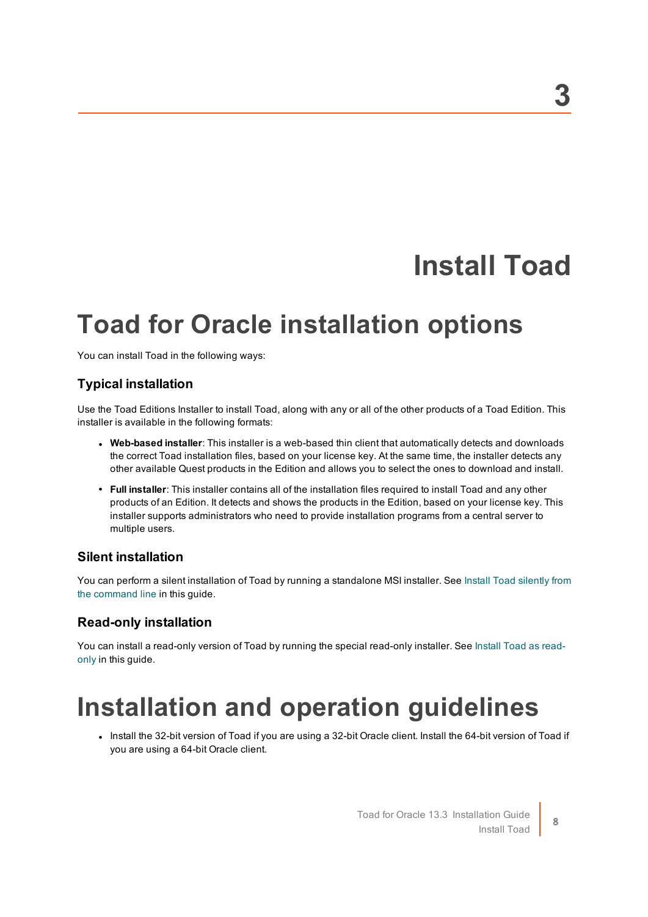# 3

# Install Toad

## Toad for Oracle installation options

You can install Toad in the following ways:

### Typical installation

Use the Toad Editions Installer to install Toad, along with any or all of the other products of a Toad Edition. This installer is available in the following formats:

- **Web-based installer**: This installer is a web-based thin client that automatically detects and downloads the correct Toad installation files, based on your license key. At the same time, the installer detects any other available Quest products in the Edition and allows you to select the ones to download and install.
- **Full installer**: This installer contains all of the installation files required to install Toad and any other products of an Edition. It detects and shows the products in the Edition, based on your license key. This installer supports administrators who need to provide installation programs from a central server to multiple users.

### Silent installation

You can perform a silent installation of Toad by running a standalone MSI installer. See Install Toad silently from the command line in this guide.

### Read-only installation

You can install a read-only version of Toad by running the special read-only installer. See Install Toad as read-only in this guide.

## Installation and operation guidelines

- Install the 32-bit version of Toad if you are using a 32-bit Oracle client. Install the 64-bit version of Toad if you are using a 64-bit Oracle client.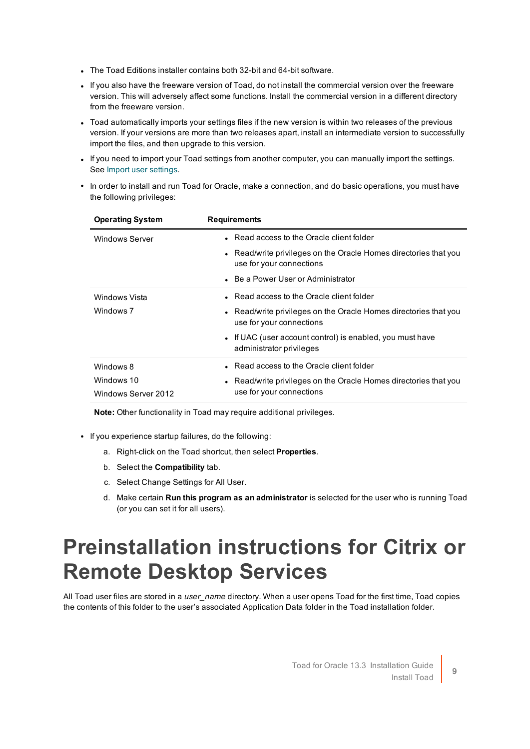- The Toad Editions installer contains both 32-bit and 64-bit software.
- If you also have the freeware version of Toad, do not install the commercial version over the freeware version. This will adversely affect some functions. Install the commercial version in a different directory from the freeware version.
- Toad automatically imports your settings files if the new version is within two releases of the previous version. If your versions are more than two releases apart, install an intermediate version to successfully import the files, and then upgrade to this version.
- If you need to import your Toad settings from another computer, you can manually import the settings. See Import user settings.
- In order to install and run Toad for Oracle, make a connection, and do basic operations, you must have the following privileges:

| Operating System | Requirements |
| --- | --- |
| Windows Server | • Read access to the Oracle client folder<br>• Read/write privileges on the Oracle Homes directories that you use for your connections<br>• Be a Power User or Administrator |
| Windows Vista<br>Windows 7 | • Read access to the Oracle client folder<br>• Read/write privileges on the Oracle Homes directories that you use for your connections<br>• If UAC (user account control) is enabled, you must have administrator privileges |
| Windows 8<br>Windows 10<br>Windows Server 2012 | • Read access to the Oracle client folder<br>• Read/write privileges on the Oracle Homes directories that you use for your connections |

**Note:** Other functionality in Toad may require additional privileges.

- If you experience startup failures, do the following:
  a. Right-click on the Toad shortcut, then select **Properties**.
  b. Select the **Compatibility** tab.
  c. Select Change Settings for All User.
  d. Make certain **Run this program as an administrator** is selected for the user who is running Toad (or you can set it for all users).

# Preinstallation instructions for Citrix or Remote Desktop Services

All Toad user files are stored in a *user_name* directory. When a user opens Toad for the first time, Toad copies the contents of this folder to the user's associated Application Data folder in the Toad installation folder.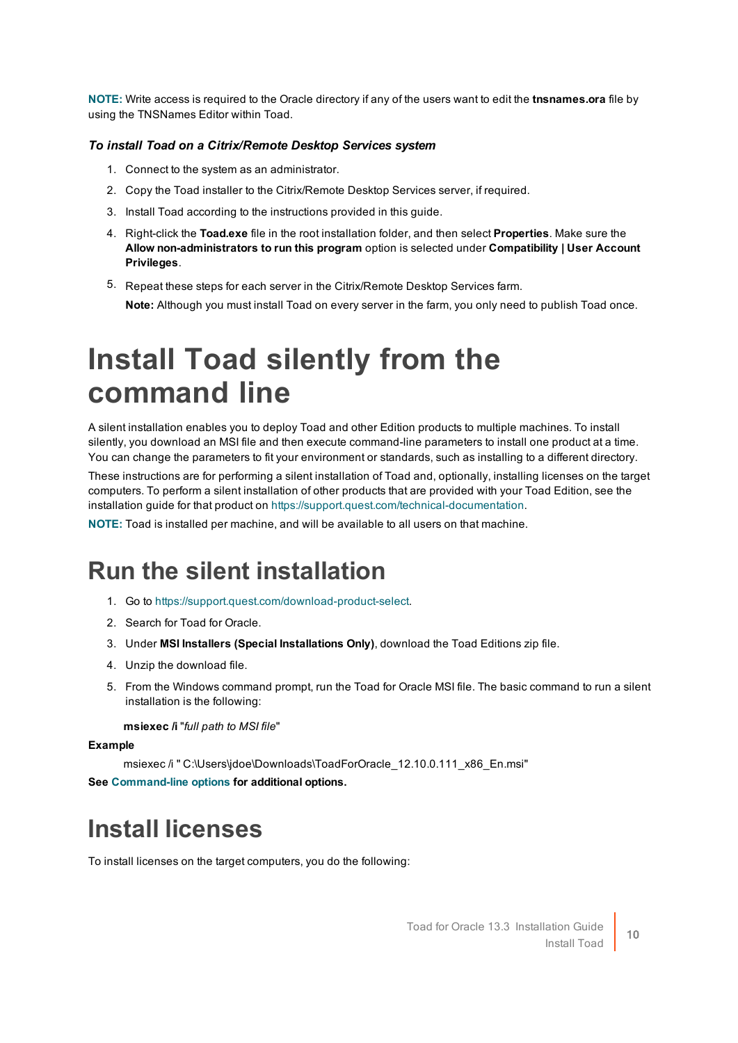**NOTE:** Write access is required to the Oracle directory if any of the users want to edit the **tnsnames.ora** file by using the TNSNames Editor within Toad.

***To install Toad on a Citrix/Remote Desktop Services system***

1. Connect to the system as an administrator.
2. Copy the Toad installer to the Citrix/Remote Desktop Services server, if required.
3. Install Toad according to the instructions provided in this guide.
4. Right-click the **Toad.exe** file in the root installation folder, and then select **Properties**. Make sure the **Allow non-administrators to run this program** option is selected under **Compatibility | User Account Privileges**.
5. Repeat these steps for each server in the Citrix/Remote Desktop Services farm.

   **Note:** Although you must install Toad on every server in the farm, you only need to publish Toad once.

# Install Toad silently from the command line

A silent installation enables you to deploy Toad and other Edition products to multiple machines. To install silently, you download an MSI file and then execute command-line parameters to install one product at a time. You can change the parameters to fit your environment or standards, such as installing to a different directory.

These instructions are for performing a silent installation of Toad and, optionally, installing licenses on the target computers. To perform a silent installation of other products that are provided with your Toad Edition, see the installation guide for that product on https://support.quest.com/technical-documentation.

**NOTE:** Toad is installed per machine, and will be available to all users on that machine.

## Run the silent installation

1. Go to https://support.quest.com/download-product-select.
2. Search for Toad for Oracle.
3. Under **MSI Installers (Special Installations Only)**, download the Toad Editions zip file.
4. Unzip the download file.
5. From the Windows command prompt, run the Toad for Oracle MSI file. The basic command to run a silent installation is the following:

   **msiexec /i** "*full path to MSI file*"

**Example**

```
msiexec /i " C:\Users\jdoe\Downloads\ToadForOracle_12.10.0.111_x86_En.msi"
```

**See Command-line options for additional options.**

## Install licenses

To install licenses on the target computers, you do the following: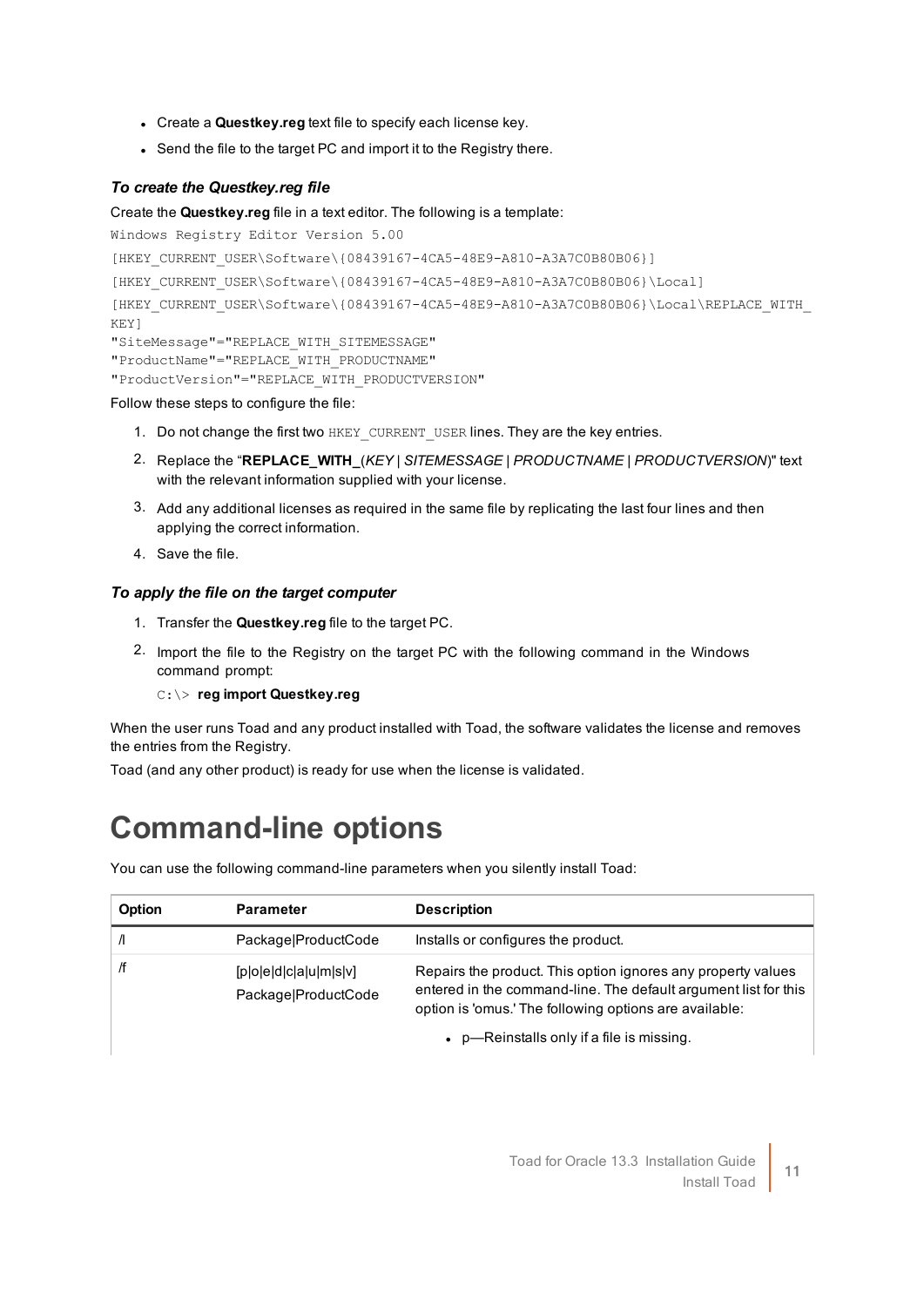- Create a **Questkey.reg** text file to specify each license key.
- Send the file to the target PC and import it to the Registry there.

### *To create the Questkey.reg file*

Create the **Questkey.reg** file in a text editor. The following is a template:

```
Windows Registry Editor Version 5.00
[HKEY_CURRENT_USER\Software\{08439167-4CA5-48E9-A810-A3A7C0B80B06}]
[HKEY_CURRENT_USER\Software\{08439167-4CA5-48E9-A810-A3A7C0B80B06}\Local]
[HKEY_CURRENT_USER\Software\{08439167-4CA5-48E9-A810-A3A7C0B80B06}\Local\REPLACE_WITH_
KEY]
"SiteMessage"="REPLACE_WITH_SITEMESSAGE"
"ProductName"="REPLACE_WITH_PRODUCTNAME"
"ProductVersion"="REPLACE_WITH_PRODUCTVERSION"
```

Follow these steps to configure the file:

1. Do not change the first two `HKEY_CURRENT_USER` lines. They are the key entries.
2. Replace the "**REPLACE_WITH_**(*KEY* | *SITEMESSAGE* | *PRODUCTNAME* | *PRODUCTVERSION*)" text with the relevant information supplied with your license.
3. Add any additional licenses as required in the same file by replicating the last four lines and then applying the correct information.
4. Save the file.

### *To apply the file on the target computer*

1. Transfer the **Questkey.reg** file to the target PC.
2. Import the file to the Registry on the target PC with the following command in the Windows command prompt:

   `C:\>` **reg import Questkey.reg**

When the user runs Toad and any product installed with Toad, the software validates the license and removes the entries from the Registry.

Toad (and any other product) is ready for use when the license is validated.

# Command-line options

You can use the following command-line parameters when you silently install Toad:

| Option | Parameter | Description |
|---|---|---|
| /I | Package\|ProductCode | Installs or configures the product. |
| /f | [p\|o\|e\|d\|c\|a\|u\|m\|s\|v] Package\|ProductCode | Repairs the product. This option ignores any property values entered in the command-line. The default argument list for this option is 'omus.' The following options are available:<br>• p—Reinstalls only if a file is missing. |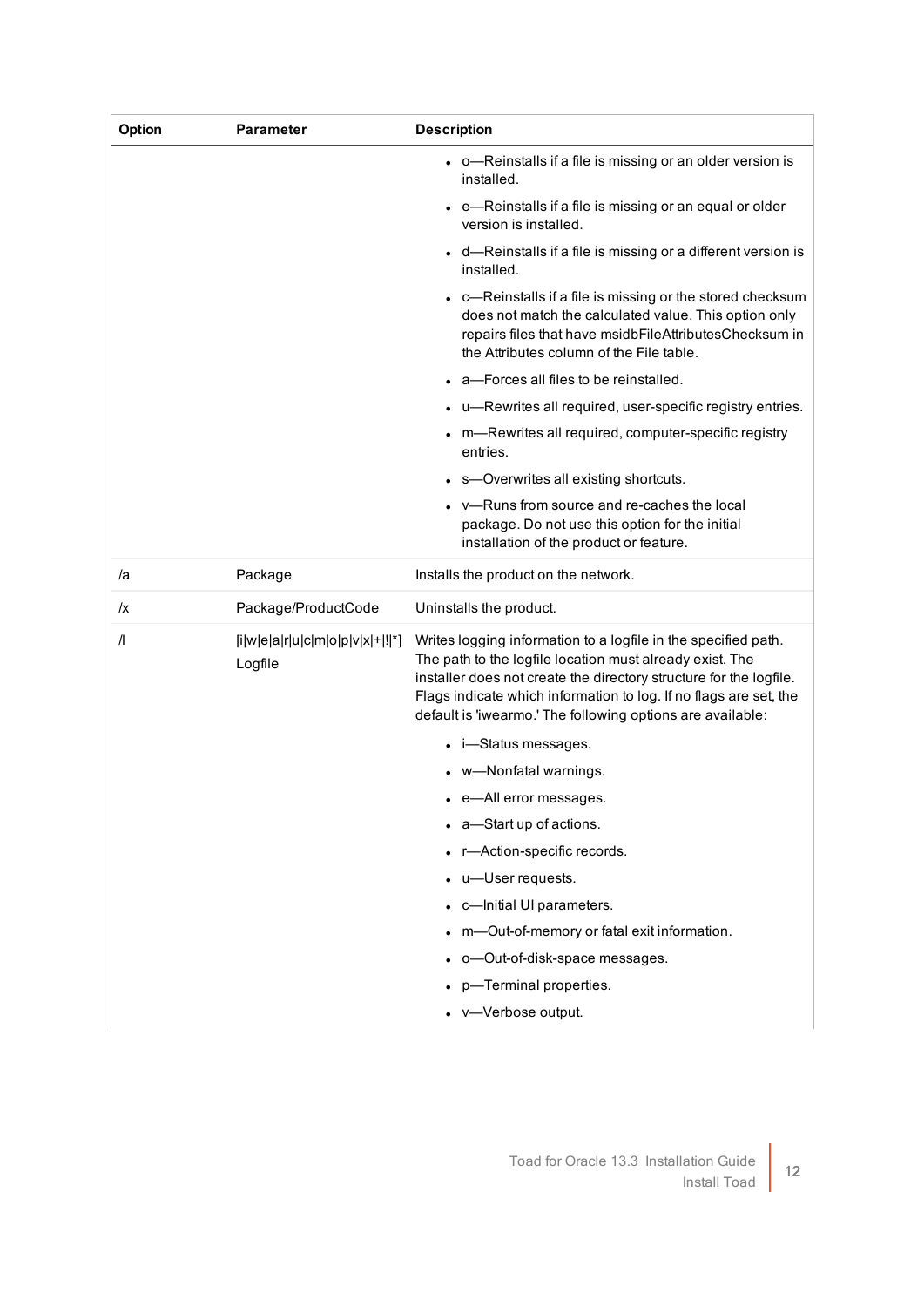| Option | Parameter | Description |
|---|---|---|
| | | • o—Reinstalls if a file is missing or an older version is installed.<br>• e—Reinstalls if a file is missing or an equal or older version is installed.<br>• d—Reinstalls if a file is missing or a different version is installed.<br>• c—Reinstalls if a file is missing or the stored checksum does not match the calculated value. This option only repairs files that have msidbFileAttributesChecksum in the Attributes column of the File table.<br>• a—Forces all files to be reinstalled.<br>• u—Rewrites all required, user-specific registry entries.<br>• m—Rewrites all required, computer-specific registry entries.<br>• s—Overwrites all existing shortcuts.<br>• v—Runs from source and re-caches the local package. Do not use this option for the initial installation of the product or feature. |
| /a | Package | Installs the product on the network. |
| /x | Package/ProductCode | Uninstalls the product. |
| /l | [i\|w\|e\|a\|r\|u\|c\|m\|o\|p\|v\|x\|+\|!\|*] Logfile | Writes logging information to a logfile in the specified path. The path to the logfile location must already exist. The installer does not create the directory structure for the logfile. Flags indicate which information to log. If no flags are set, the default is 'iwearmo.' The following options are available:<br>• i—Status messages.<br>• w—Nonfatal warnings.<br>• e—All error messages.<br>• a—Start up of actions.<br>• r—Action-specific records.<br>• u—User requests.<br>• c—Initial UI parameters.<br>• m—Out-of-memory or fatal exit information.<br>• o—Out-of-disk-space messages.<br>• p—Terminal properties.<br>• v—Verbose output. |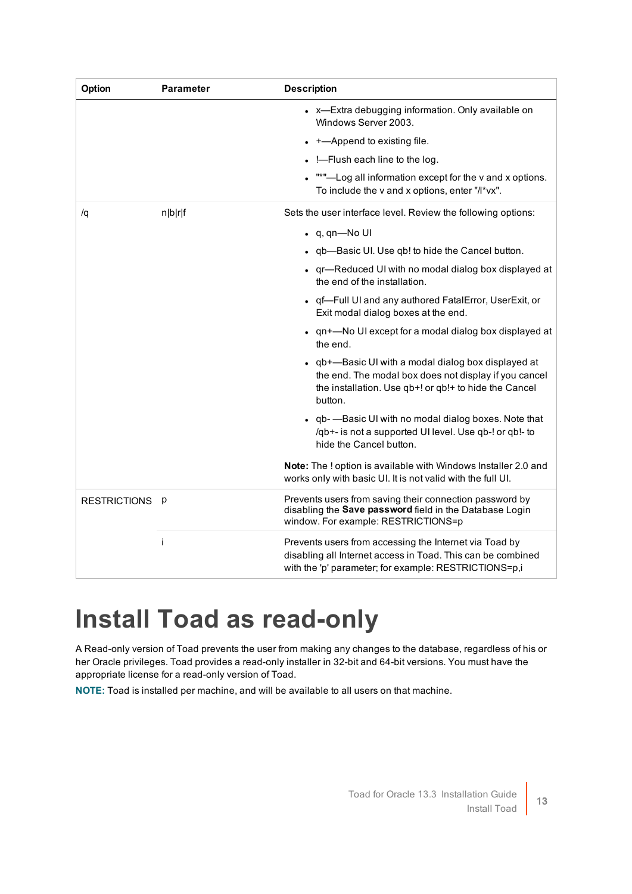| Option | Parameter | Description |
|---|---|---|
| | | • x—Extra debugging information. Only available on Windows Server 2003.<br>• +—Append to existing file.<br>• !—Flush each line to the log.<br>• "*"—Log all information except for the v and x options. To include the v and x options, enter "/l*vx". |
| /q | n\|b\|r\|f | Sets the user interface level. Review the following options:<br>• q, qn—No UI<br>• qb—Basic UI. Use qb! to hide the Cancel button.<br>• qr—Reduced UI with no modal dialog box displayed at the end of the installation.<br>• qf—Full UI and any authored FatalError, UserExit, or Exit modal dialog boxes at the end.<br>• qn+—No UI except for a modal dialog box displayed at the end.<br>• qb+—Basic UI with a modal dialog box displayed at the end. The modal box does not display if you cancel the installation. Use qb+! or qb!+ to hide the Cancel button.<br>• qb- —Basic UI with no modal dialog boxes. Note that /qb+- is not a supported UI level. Use qb-! or qb!- to hide the Cancel button.<br><br>**Note:** The ! option is available with Windows Installer 2.0 and works only with basic UI. It is not valid with the full UI. |
| RESTRICTIONS | p | Prevents users from saving their connection password by disabling the **Save password** field in the Database Login window. For example: RESTRICTIONS=p |
| | i | Prevents users from accessing the Internet via Toad by disabling all Internet access in Toad. This can be combined with the 'p' parameter; for example: RESTRICTIONS=p,i |

# Install Toad as read-only

A Read-only version of Toad prevents the user from making any changes to the database, regardless of his or her Oracle privileges. Toad provides a read-only installer in 32-bit and 64-bit versions. You must have the appropriate license for a read-only version of Toad.

**NOTE:** Toad is installed per machine, and will be available to all users on that machine.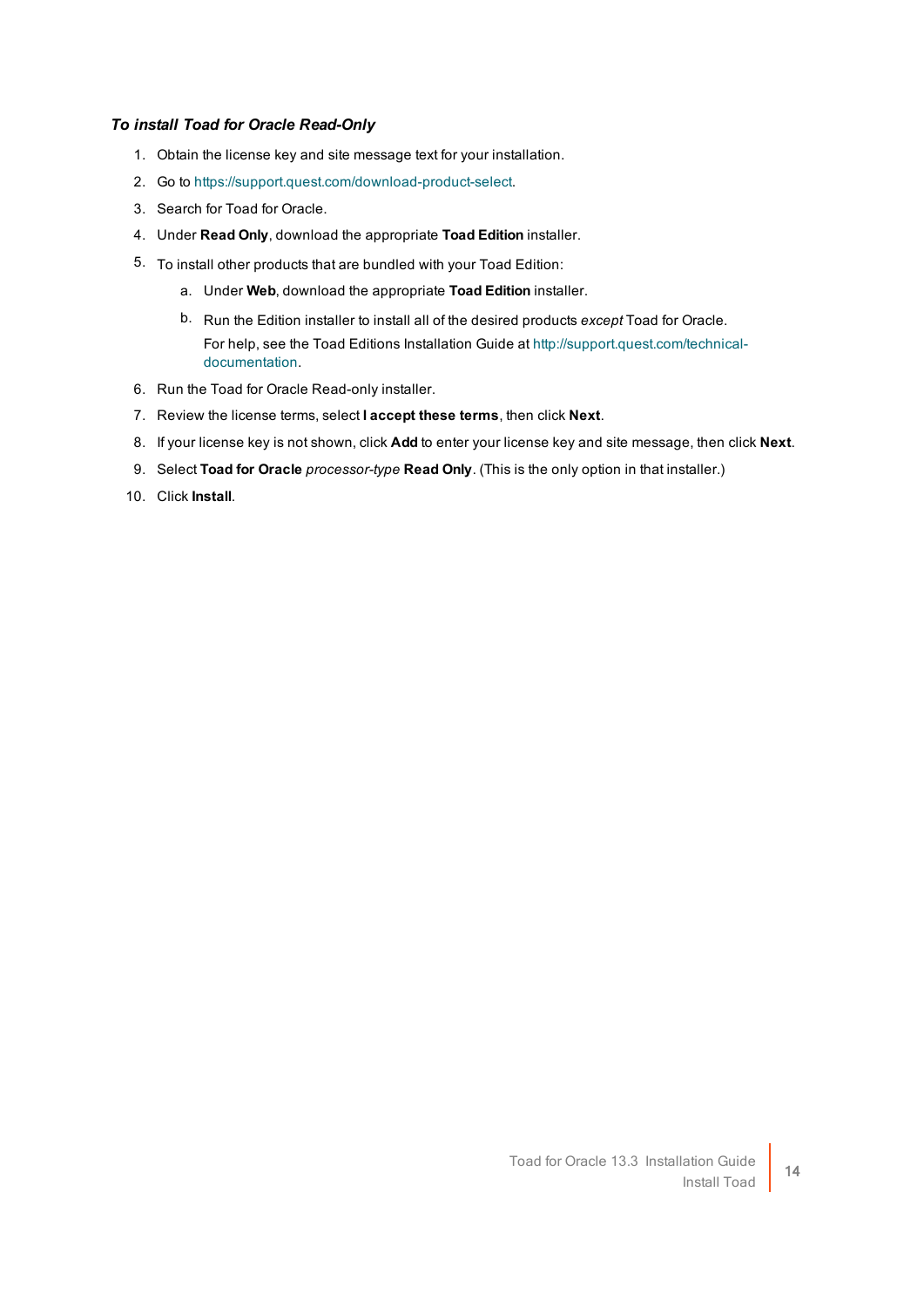### *To install Toad for Oracle Read-Only*

1. Obtain the license key and site message text for your installation.
2. Go to https://support.quest.com/download-product-select.
3. Search for Toad for Oracle.
4. Under **Read Only**, download the appropriate **Toad Edition** installer.
5. To install other products that are bundled with your Toad Edition:
   a. Under **Web**, download the appropriate **Toad Edition** installer.
   b. Run the Edition installer to install all of the desired products *except* Toad for Oracle.

      For help, see the Toad Editions Installation Guide at http://support.quest.com/technical-documentation.
6. Run the Toad for Oracle Read-only installer.
7. Review the license terms, select **I accept these terms**, then click **Next**.
8. If your license key is not shown, click **Add** to enter your license key and site message, then click **Next**.
9. Select **Toad for Oracle** *processor-type* **Read Only**. (This is the only option in that installer.)
10. Click **Install**.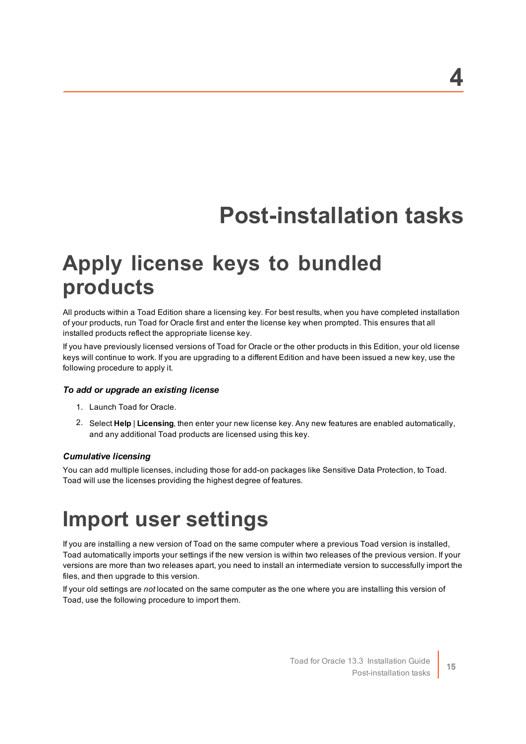# 4

# Post-installation tasks

## Apply license keys to bundled products

All products within a Toad Edition share a licensing key. For best results, when you have completed installation of your products, run Toad for Oracle first and enter the license key when prompted. This ensures that all installed products reflect the appropriate license key.

If you have previously licensed versions of Toad for Oracle or the other products in this Edition, your old license keys will continue to work. If you are upgrading to a different Edition and have been issued a new key, use the following procedure to apply it.

#### *To add or upgrade an existing license*

1. Launch Toad for Oracle.
2. Select **Help** | **Licensing**, then enter your new license key. Any new features are enabled automatically, and any additional Toad products are licensed using this key.

#### *Cumulative licensing*

You can add multiple licenses, including those for add-on packages like Sensitive Data Protection, to Toad. Toad will use the licenses providing the highest degree of features.

## Import user settings

If you are installing a new version of Toad on the same computer where a previous Toad version is installed, Toad automatically imports your settings if the new version is within two releases of the previous version. If your versions are more than two releases apart, you need to install an intermediate version to successfully import the files, and then upgrade to this version.

If your old settings are *not* located on the same computer as the one where you are installing this version of Toad, use the following procedure to import them.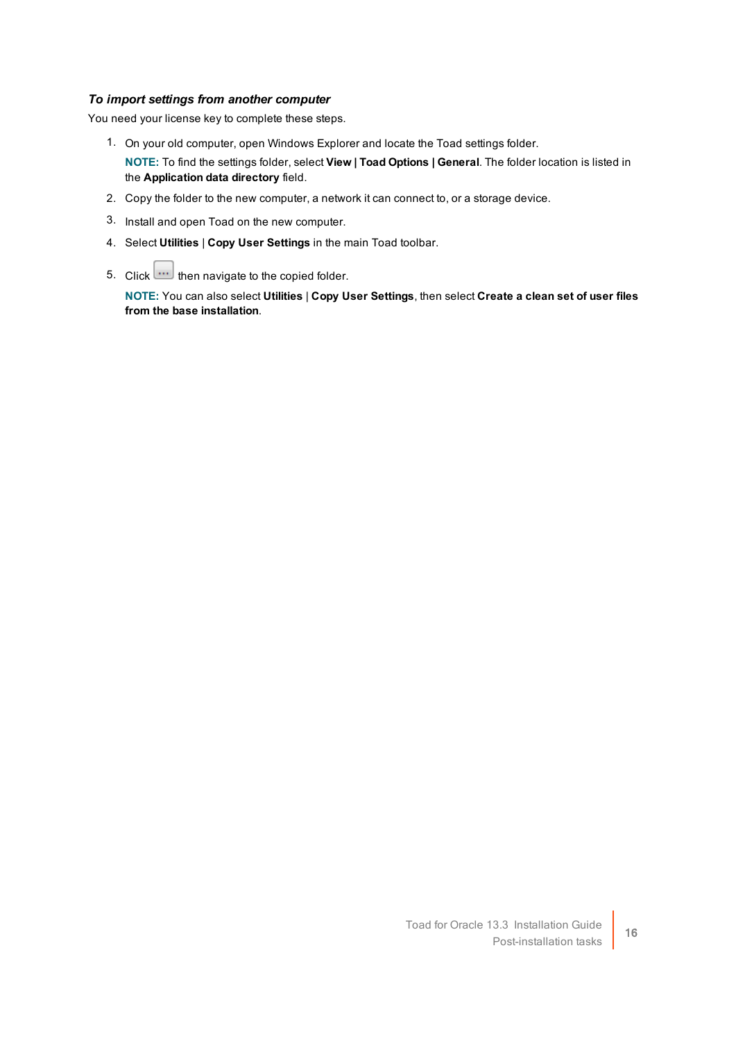### *To import settings from another computer*

You need your license key to complete these steps.

1. On your old computer, open Windows Explorer and locate the Toad settings folder.

   **NOTE:** To find the settings folder, select **View | Toad Options | General**. The folder location is listed in the **Application data directory** field.

2. Copy the folder to the new computer, a network it can connect to, or a storage device.
3. Install and open Toad on the new computer.
4. Select **Utilities** | **Copy User Settings** in the main Toad toolbar.
5. Click ... then navigate to the copied folder.

   **NOTE:** You can also select **Utilities** | **Copy User Settings**, then select **Create a clean set of user files from the base installation**.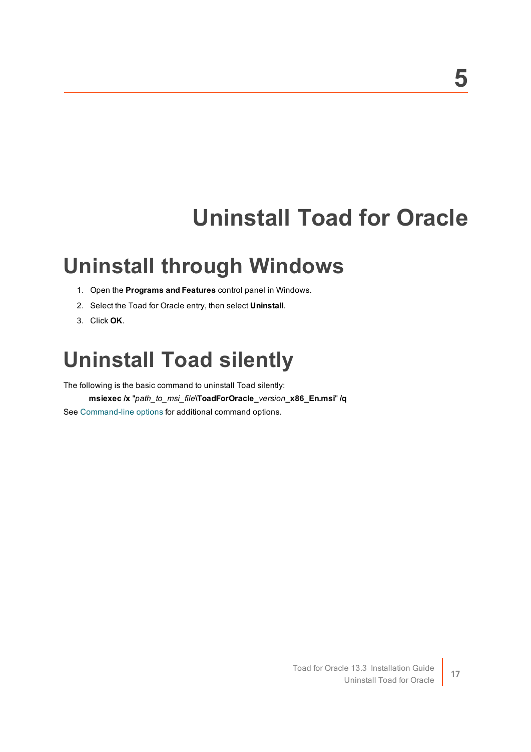# 5

# Uninstall Toad for Oracle

## Uninstall through Windows

1. Open the **Programs and Features** control panel in Windows.
2. Select the Toad for Oracle entry, then select **Uninstall**.
3. Click **OK**.

## Uninstall Toad silently

The following is the basic command to uninstall Toad silently:

**msiexec /x** "*path_to_msi_file*\**ToadForOracle**_*version*_**x86_En.msi**" **/q**

See Command-line options for additional command options.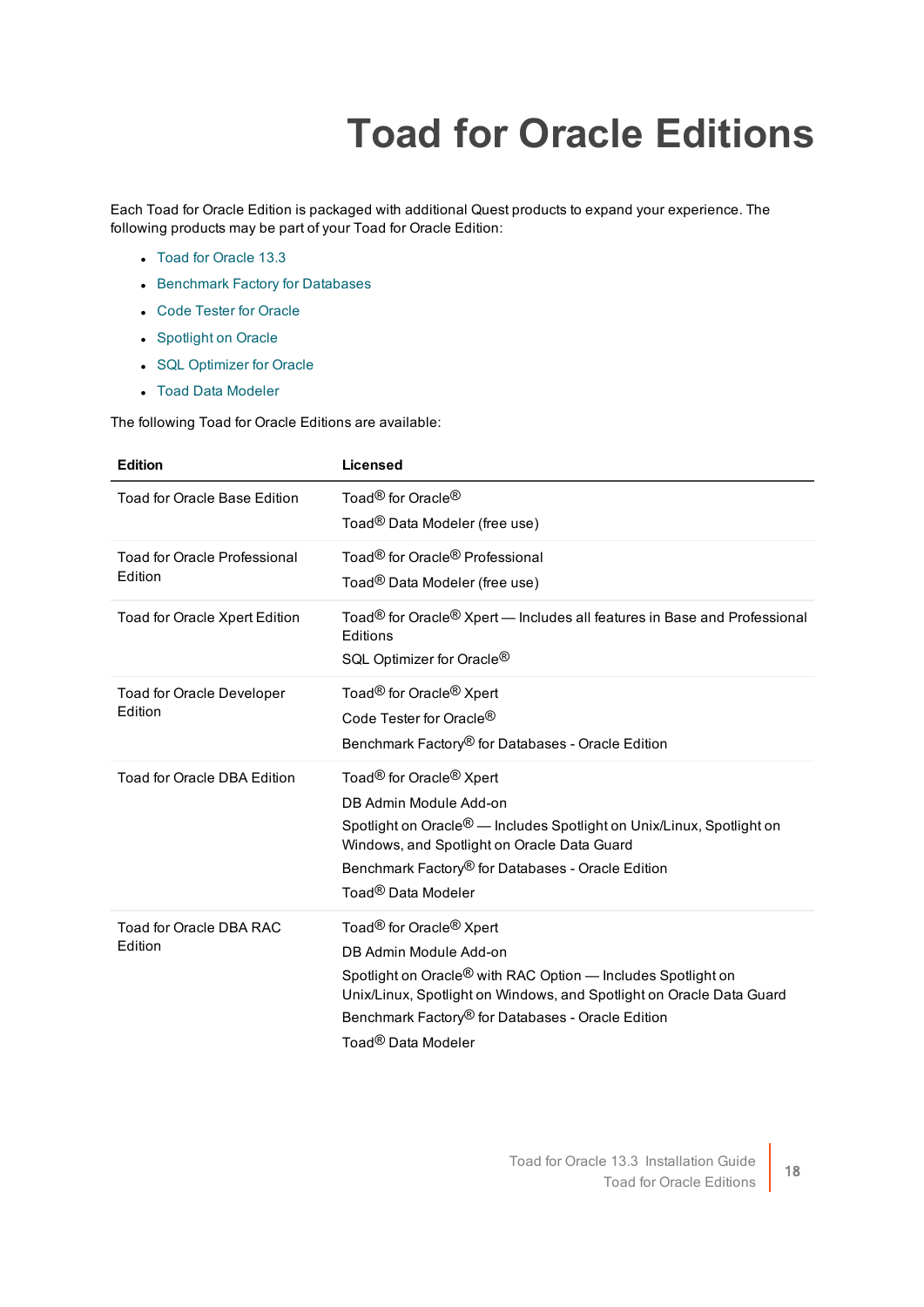# Toad for Oracle Editions

Each Toad for Oracle Edition is packaged with additional Quest products to expand your experience. The following products may be part of your Toad for Oracle Edition:

- Toad for Oracle 13.3
- Benchmark Factory for Databases
- Code Tester for Oracle
- Spotlight on Oracle
- SQL Optimizer for Oracle
- Toad Data Modeler

The following Toad for Oracle Editions are available:

| Edition | Licensed |
| --- | --- |
| Toad for Oracle Base Edition | Toad® for Oracle®<br>Toad® Data Modeler (free use) |
| Toad for Oracle Professional Edition | Toad® for Oracle® Professional<br>Toad® Data Modeler (free use) |
| Toad for Oracle Xpert Edition | Toad® for Oracle® Xpert — Includes all features in Base and Professional Editions<br>SQL Optimizer for Oracle® |
| Toad for Oracle Developer Edition | Toad® for Oracle® Xpert<br>Code Tester for Oracle®<br>Benchmark Factory® for Databases - Oracle Edition |
| Toad for Oracle DBA Edition | Toad® for Oracle® Xpert<br>DB Admin Module Add-on<br>Spotlight on Oracle® — Includes Spotlight on Unix/Linux, Spotlight on Windows, and Spotlight on Oracle Data Guard<br>Benchmark Factory® for Databases - Oracle Edition<br>Toad® Data Modeler |
| Toad for Oracle DBA RAC Edition | Toad® for Oracle® Xpert<br>DB Admin Module Add-on<br>Spotlight on Oracle® with RAC Option — Includes Spotlight on Unix/Linux, Spotlight on Windows, and Spotlight on Oracle Data Guard<br>Benchmark Factory® for Databases - Oracle Edition<br>Toad® Data Modeler |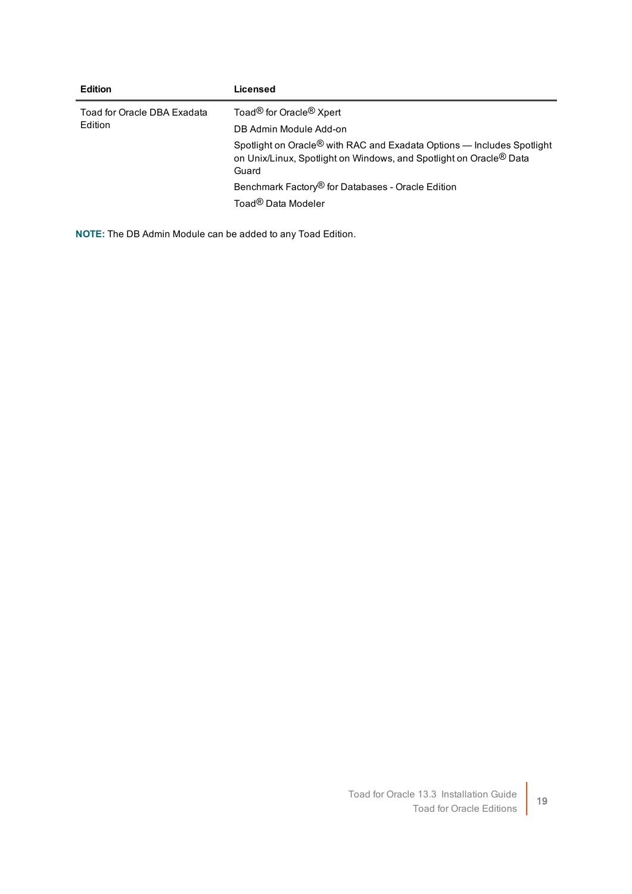| Edition | Licensed |
|---|---|
| Toad for Oracle DBA Exadata Edition | Toad® for Oracle® Xpert<br>DB Admin Module Add-on<br>Spotlight on Oracle® with RAC and Exadata Options — Includes Spotlight on Unix/Linux, Spotlight on Windows, and Spotlight on Oracle® Data Guard<br>Benchmark Factory® for Databases - Oracle Edition<br>Toad® Data Modeler |

**NOTE:** The DB Admin Module can be added to any Toad Edition.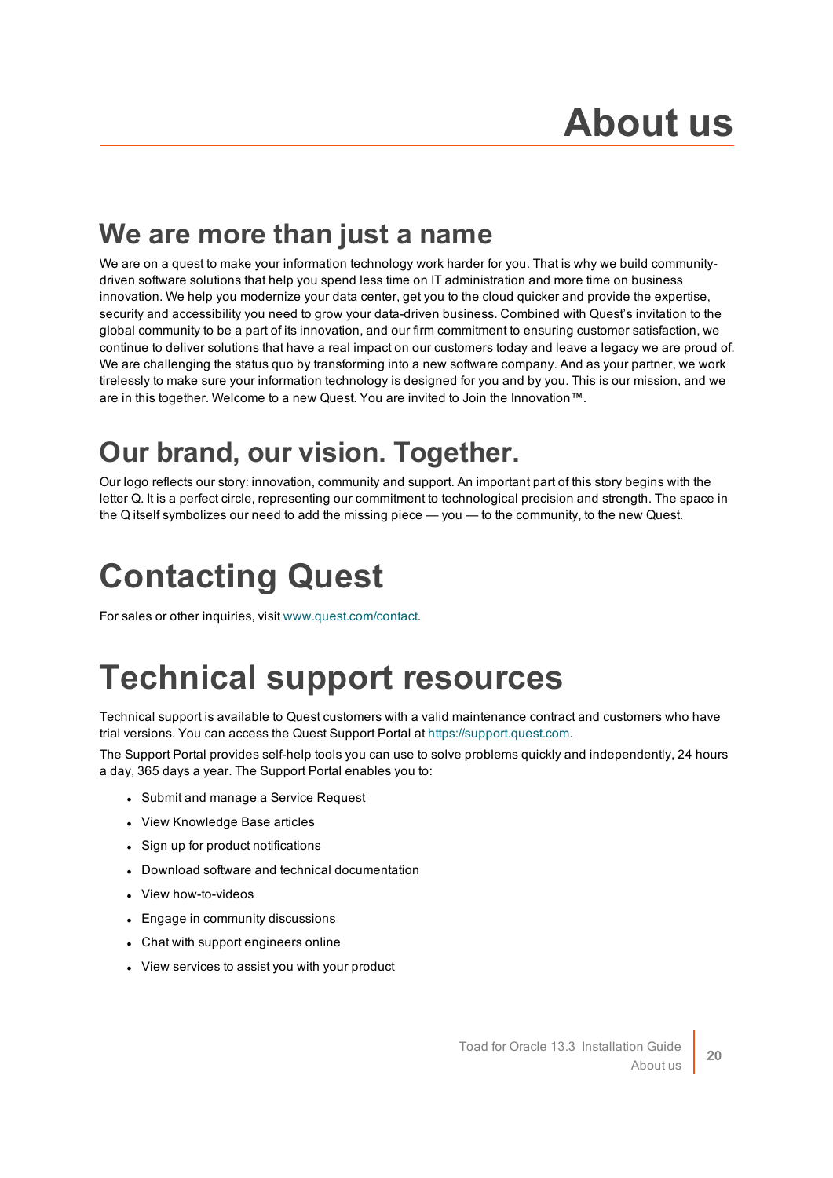# About us

## We are more than just a name

We are on a quest to make your information technology work harder for you. That is why we build community-driven software solutions that help you spend less time on IT administration and more time on business innovation. We help you modernize your data center, get you to the cloud quicker and provide the expertise, security and accessibility you need to grow your data-driven business. Combined with Quest's invitation to the global community to be a part of its innovation, and our firm commitment to ensuring customer satisfaction, we continue to deliver solutions that have a real impact on our customers today and leave a legacy we are proud of. We are challenging the status quo by transforming into a new software company. And as your partner, we work tirelessly to make sure your information technology is designed for you and by you. This is our mission, and we are in this together. Welcome to a new Quest. You are invited to Join the Innovation™.

## Our brand, our vision. Together.

Our logo reflects our story: innovation, community and support. An important part of this story begins with the letter Q. It is a perfect circle, representing our commitment to technological precision and strength. The space in the Q itself symbolizes our need to add the missing piece — you — to the community, to the new Quest.

# Contacting Quest

For sales or other inquiries, visit www.quest.com/contact.

# Technical support resources

Technical support is available to Quest customers with a valid maintenance contract and customers who have trial versions. You can access the Quest Support Portal at https://support.quest.com.

The Support Portal provides self-help tools you can use to solve problems quickly and independently, 24 hours a day, 365 days a year. The Support Portal enables you to:

- Submit and manage a Service Request
- View Knowledge Base articles
- Sign up for product notifications
- Download software and technical documentation
- View how-to-videos
- Engage in community discussions
- Chat with support engineers online
- View services to assist you with your product